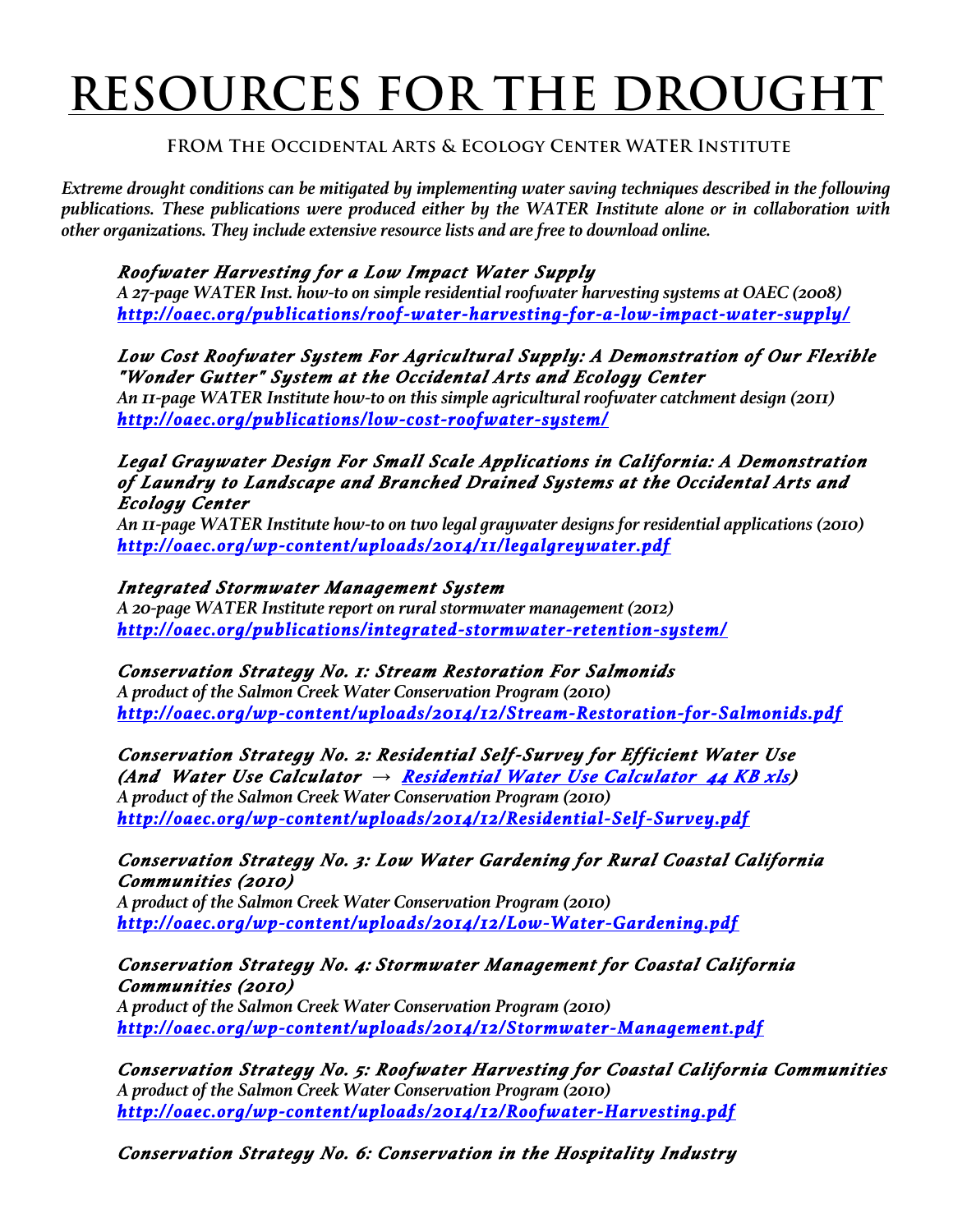# RESOURCES FOR THE DROUGHT

**FROM The Occidental Arts & Ecology Center WATER Institute**

***Extreme drought conditions can be mitigated by implementing water saving techniques described in the following publications. These publications were produced either by the WATER Institute alone or in collaboration with other organizations. They include extensive resource lists and are free to download online.***

***Roofwater Harvesting for a Low Impact Water Supply***
*A 27-page WATER Inst. how-to on simple residential roofwater harvesting systems at OAEC (2008)*
*http://oaec.org/publications/roof-water-harvesting-for-a-low-impact-water-supply/*

***Low Cost Roofwater System For Agricultural Supply: A Demonstration of Our Flexible "Wonder Gutter" System at the Occidental Arts and Ecology Center***
*An 11-page WATER Institute how-to on this simple agricultural roofwater catchment design (2011)*
*http://oaec.org/publications/low-cost-roofwater-system/*

***Legal Graywater Design For Small Scale Applications in California: A Demonstration of Laundry to Landscape and Branched Drained Systems at the Occidental Arts and Ecology Center***
*An 11-page WATER Institute how-to on two legal graywater designs for residential applications (2010)*
*http://oaec.org/wp-content/uploads/2014/11/legalgreywater.pdf*

***Integrated Stormwater Management System***
*A 20-page WATER Institute report on rural stormwater management (2012)*
*http://oaec.org/publications/integrated-stormwater-retention-system/*

***Conservation Strategy No. 1: Stream Restoration For Salmonids***
*A product of the Salmon Creek Water Conservation Program (2010)*
*http://oaec.org/wp-content/uploads/2014/12/Stream-Restoration-for-Salmonids.pdf*

***Conservation Strategy No. 2: Residential Self-Survey for Efficient Water Use (And Water Use Calculator → Residential Water Use Calculator 44 KB xls)***
*A product of the Salmon Creek Water Conservation Program (2010)*
*http://oaec.org/wp-content/uploads/2014/12/Residential-Self-Survey.pdf*

***Conservation Strategy No. 3: Low Water Gardening for Rural Coastal California Communities (2010)***
*A product of the Salmon Creek Water Conservation Program (2010)*
*http://oaec.org/wp-content/uploads/2014/12/Low-Water-Gardening.pdf*

***Conservation Strategy No. 4: Stormwater Management for Coastal California Communities (2010)***
*A product of the Salmon Creek Water Conservation Program (2010)*
*http://oaec.org/wp-content/uploads/2014/12/Stormwater-Management.pdf*

***Conservation Strategy No. 5: Roofwater Harvesting for Coastal California Communities***
*A product of the Salmon Creek Water Conservation Program (2010)*
*http://oaec.org/wp-content/uploads/2014/12/Roofwater-Harvesting.pdf*

***Conservation Strategy No. 6: Conservation in the Hospitality Industry***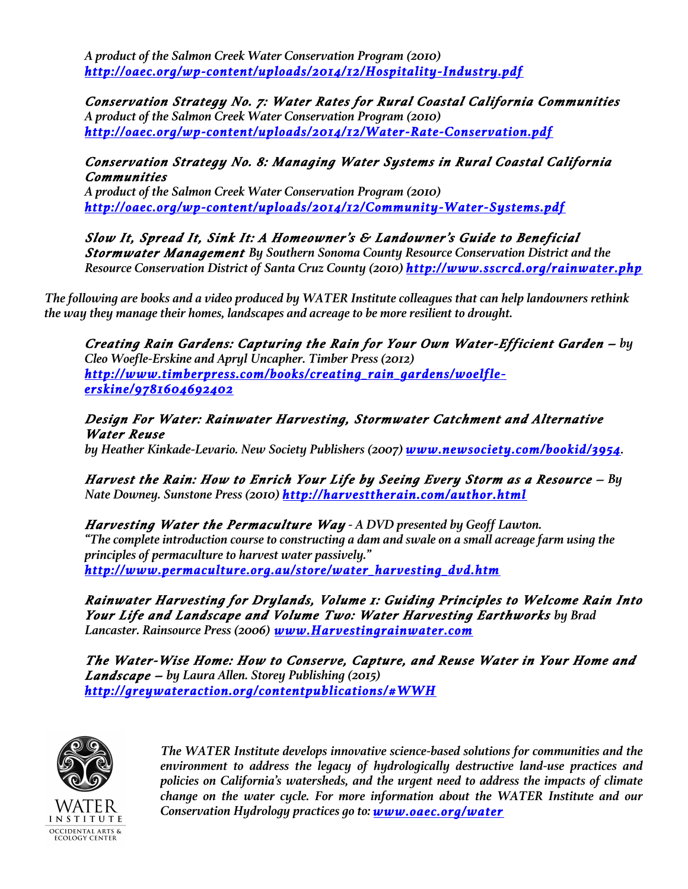*A product of the Salmon Creek Water Conservation Program (2010)*
***http://oaec.org/wp-content/uploads/2014/12/Hospitality-Industry.pdf***

***Conservation Strategy No. 7: Water Rates for Rural Coastal California Communities***
*A product of the Salmon Creek Water Conservation Program (2010)*
***http://oaec.org/wp-content/uploads/2014/12/Water-Rate-Conservation.pdf***

***Conservation Strategy No. 8: Managing Water Systems in Rural Coastal California Communities***
*A product of the Salmon Creek Water Conservation Program (2010)*
***http://oaec.org/wp-content/uploads/2014/12/Community-Water-Systems.pdf***

***Slow It, Spread It, Sink It: A Homeowner's & Landowner's Guide to Beneficial Stormwater Management*** *By Southern Sonoma County Resource Conservation District and the Resource Conservation District of Santa Cruz County (2010)* ***http://www.sscrcd.org/rainwater.php***

*The following are books and a video produced by WATER Institute colleagues that can help landowners rethink the way they manage their homes, landscapes and acreage to be more resilient to drought.*

***Creating Rain Gardens: Capturing the Rain for Your Own Water-Efficient Garden*** *– by Cleo Woefle-Erskine and Apryl Uncapher. Timber Press (2012)*
***http://www.timberpress.com/books/creating_rain_gardens/woelfle-erskine/9781604692402***

***Design For Water: Rainwater Harvesting, Stormwater Catchment and Alternative Water Reuse***
*by Heather Kinkade-Levario. New Society Publishers (2007)* ***www.newsociety.com/bookid/3954***.

***Harvest the Rain: How to Enrich Your Life by Seeing Every Storm as a Resource*** *– By Nate Downey. Sunstone Press (2010)* ***http://harvesttherain.com/author.html***

***Harvesting Water the Permaculture Way*** *- A DVD presented by Geoff Lawton.*
*"The complete introduction course to constructing a dam and swale on a small acreage farm using the principles of permaculture to harvest water passively."*
***http://www.permaculture.org.au/store/water_harvesting_dvd.htm***

***Rainwater Harvesting for Drylands, Volume 1: Guiding Principles to Welcome Rain Into Your Life and Landscape and Volume Two: Water Harvesting Earthworks*** *by Brad Lancaster. Rainsource Press (2006)* ***www.Harvestingrainwater.com***

***The Water-Wise Home: How to Conserve, Capture, and Reuse Water in Your Home and Landscape*** *– by Laura Allen. Storey Publishing (2015)*
***http://greywateraction.org/contentpublications/#WWH***

WATER INSTITUTE
OCCIDENTAL ARTS & ECOLOGY CENTER

*The WATER Institute develops innovative science-based solutions for communities and the environment to address the legacy of hydrologically destructive land-use practices and policies on California's watersheds, and the urgent need to address the impacts of climate change on the water cycle. For more information about the WATER Institute and our Conservation Hydrology practices go to:* ***www.oaec.org/water***